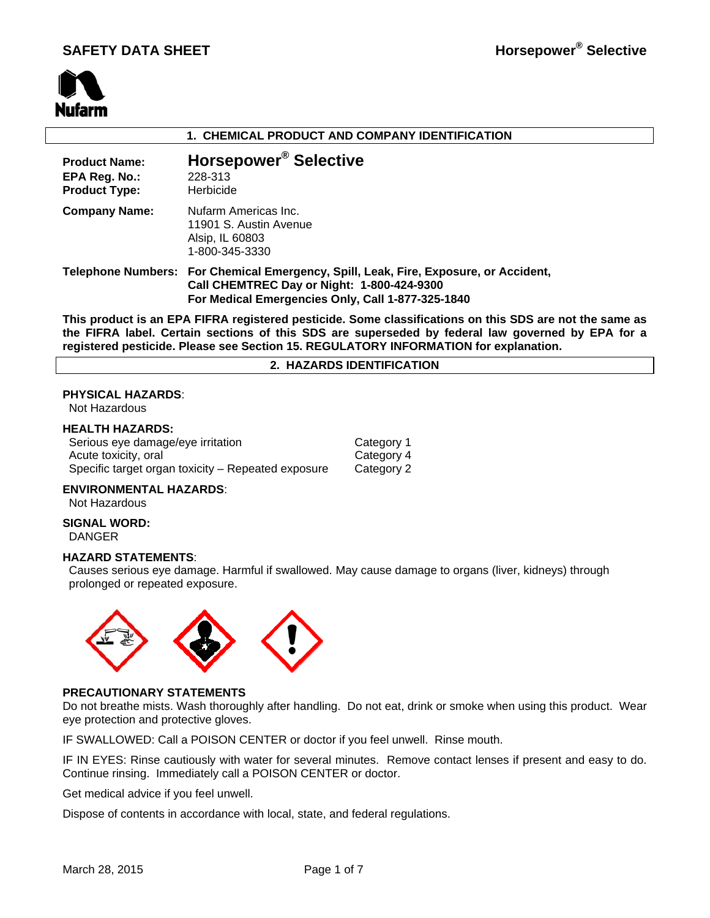# SAFETY DATA SHEET

**Horsepower® Selective**

Nufarm

## 1. CHEMICAL PRODUCT AND COMPANY IDENTIFICATION

**Product Name:** **Horsepower® Selective**
**EPA Reg. No.:** 228-313
**Product Type:** Herbicide

**Company Name:** Nufarm Americas Inc.
11901 S. Austin Avenue
Alsip, IL 60803
1-800-345-3330

**Telephone Numbers:** **For Chemical Emergency, Spill, Leak, Fire, Exposure, or Accident, Call CHEMTREC Day or Night: 1-800-424-9300**
**For Medical Emergencies Only, Call 1-877-325-1840**

**This product is an EPA FIFRA registered pesticide. Some classifications on this SDS are not the same as the FIFRA label. Certain sections of this SDS are superseded by federal law governed by EPA for a registered pesticide. Please see Section 15. REGULATORY INFORMATION for explanation.**

## 2. HAZARDS IDENTIFICATION

**PHYSICAL HAZARDS**:
Not Hazardous

**HEALTH HAZARDS:**

| | |
|---|---|
| Serious eye damage/eye irritation | Category 1 |
| Acute toxicity, oral | Category 4 |
| Specific target organ toxicity – Repeated exposure | Category 2 |

**ENVIRONMENTAL HAZARDS**:
Not Hazardous

**SIGNAL WORD:**
DANGER

**HAZARD STATEMENTS**:
Causes serious eye damage. Harmful if swallowed. May cause damage to organs (liver, kidneys) through prolonged or repeated exposure.

**PRECAUTIONARY STATEMENTS**

Do not breathe mists. Wash thoroughly after handling. Do not eat, drink or smoke when using this product. Wear eye protection and protective gloves.

IF SWALLOWED: Call a POISON CENTER or doctor if you feel unwell. Rinse mouth.

IF IN EYES: Rinse cautiously with water for several minutes. Remove contact lenses if present and easy to do. Continue rinsing. Immediately call a POISON CENTER or doctor.

Get medical advice if you feel unwell.

Dispose of contents in accordance with local, state, and federal regulations.

March 28, 2015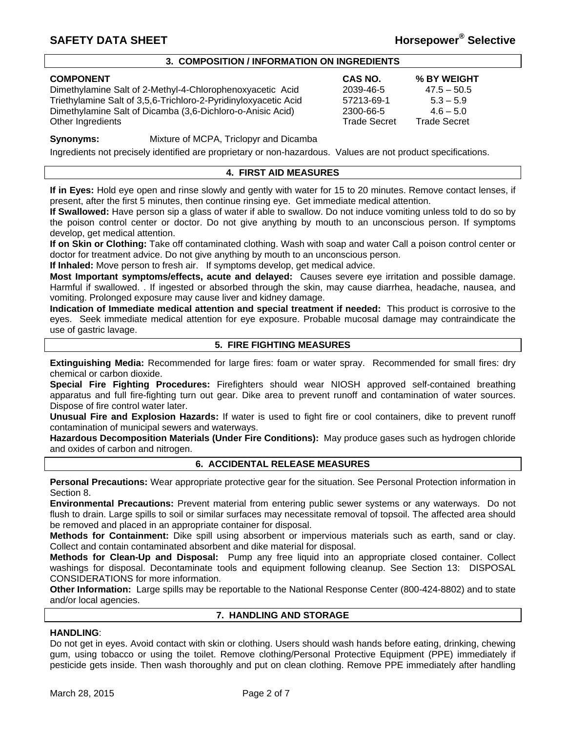## 3. COMPOSITION / INFORMATION ON INGREDIENTS

| COMPONENT | CAS NO. | % BY WEIGHT |
|---|---|---|
| Dimethylamine Salt of 2-Methyl-4-Chlorophenoxyacetic Acid | 2039-46-5 | 47.5 – 50.5 |
| Triethylamine Salt of 3,5,6-Trichloro-2-Pyridinyloxyacetic Acid | 57213-69-1 | 5.3 – 5.9 |
| Dimethylamine Salt of Dicamba (3,6-Dichloro-o-Anisic Acid) | 2300-66-5 | 4.6 – 5.0 |
| Other Ingredients | Trade Secret | Trade Secret |

**Synonyms:** Mixture of MCPA, Triclopyr and Dicamba

Ingredients not precisely identified are proprietary or non-hazardous. Values are not product specifications.

## 4. FIRST AID MEASURES

**If in Eyes:** Hold eye open and rinse slowly and gently with water for 15 to 20 minutes. Remove contact lenses, if present, after the first 5 minutes, then continue rinsing eye. Get immediate medical attention.

**If Swallowed:** Have person sip a glass of water if able to swallow. Do not induce vomiting unless told to do so by the poison control center or doctor. Do not give anything by mouth to an unconscious person. If symptoms develop, get medical attention.

**If on Skin or Clothing:** Take off contaminated clothing. Wash with soap and water Call a poison control center or doctor for treatment advice. Do not give anything by mouth to an unconscious person.

**If Inhaled:** Move person to fresh air. If symptoms develop, get medical advice.

**Most Important symptoms/effects, acute and delayed:** Causes severe eye irritation and possible damage. Harmful if swallowed. . If ingested or absorbed through the skin, may cause diarrhea, headache, nausea, and vomiting. Prolonged exposure may cause liver and kidney damage.

**Indication of Immediate medical attention and special treatment if needed:** This product is corrosive to the eyes. Seek immediate medical attention for eye exposure. Probable mucosal damage may contraindicate the use of gastric lavage.

## 5. FIRE FIGHTING MEASURES

**Extinguishing Media:** Recommended for large fires: foam or water spray. Recommended for small fires: dry chemical or carbon dioxide.

**Special Fire Fighting Procedures:** Firefighters should wear NIOSH approved self-contained breathing apparatus and full fire-fighting turn out gear. Dike area to prevent runoff and contamination of water sources. Dispose of fire control water later.

**Unusual Fire and Explosion Hazards:** If water is used to fight fire or cool containers, dike to prevent runoff contamination of municipal sewers and waterways.

**Hazardous Decomposition Materials (Under Fire Conditions):** May produce gases such as hydrogen chloride and oxides of carbon and nitrogen.

## 6. ACCIDENTAL RELEASE MEASURES

**Personal Precautions:** Wear appropriate protective gear for the situation. See Personal Protection information in Section 8.

**Environmental Precautions:** Prevent material from entering public sewer systems or any waterways. Do not flush to drain. Large spills to soil or similar surfaces may necessitate removal of topsoil. The affected area should be removed and placed in an appropriate container for disposal.

**Methods for Containment:** Dike spill using absorbent or impervious materials such as earth, sand or clay. Collect and contain contaminated absorbent and dike material for disposal.

**Methods for Clean-Up and Disposal:** Pump any free liquid into an appropriate closed container. Collect washings for disposal. Decontaminate tools and equipment following cleanup. See Section 13: DISPOSAL CONSIDERATIONS for more information.

**Other Information:** Large spills may be reportable to the National Response Center (800-424-8802) and to state and/or local agencies.

## 7. HANDLING AND STORAGE

**HANDLING**:

Do not get in eyes. Avoid contact with skin or clothing. Users should wash hands before eating, drinking, chewing gum, using tobacco or using the toilet. Remove clothing/Personal Protective Equipment (PPE) immediately if pesticide gets inside. Then wash thoroughly and put on clean clothing. Remove PPE immediately after handling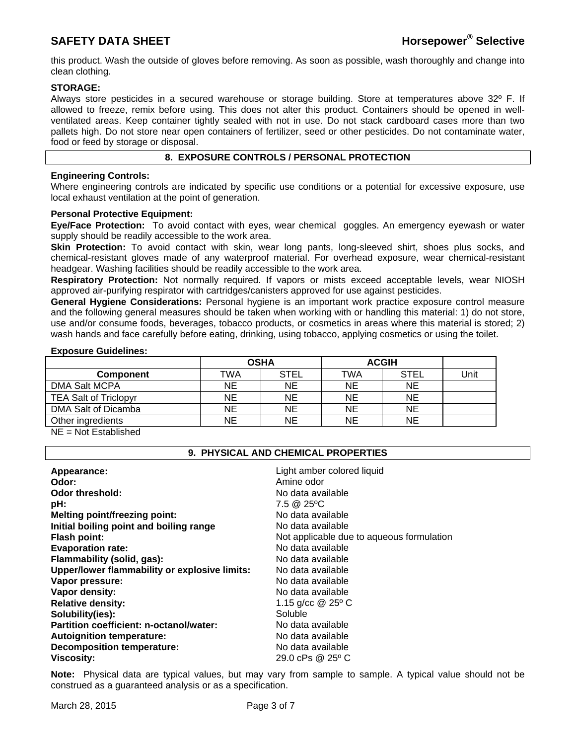this product. Wash the outside of gloves before removing. As soon as possible, wash thoroughly and change into clean clothing.

**STORAGE:**
Always store pesticides in a secured warehouse or storage building. Store at temperatures above 32º F. If allowed to freeze, remix before using. This does not alter this product. Containers should be opened in well-ventilated areas. Keep container tightly sealed with not in use. Do not stack cardboard cases more than two pallets high. Do not store near open containers of fertilizer, seed or other pesticides. Do not contaminate water, food or feed by storage or disposal.

## 8. EXPOSURE CONTROLS / PERSONAL PROTECTION

**Engineering Controls:**
Where engineering controls are indicated by specific use conditions or a potential for excessive exposure, use local exhaust ventilation at the point of generation.

**Personal Protective Equipment:**
**Eye/Face Protection:** To avoid contact with eyes, wear chemical goggles. An emergency eyewash or water supply should be readily accessible to the work area.
**Skin Protection:** To avoid contact with skin, wear long pants, long-sleeved shirt, shoes plus socks, and chemical-resistant gloves made of any waterproof material. For overhead exposure, wear chemical-resistant headgear. Washing facilities should be readily accessible to the work area.
**Respiratory Protection:** Not normally required. If vapors or mists exceed acceptable levels, wear NIOSH approved air-purifying respirator with cartridges/canisters approved for use against pesticides.
**General Hygiene Considerations:** Personal hygiene is an important work practice exposure control measure and the following general measures should be taken when working with or handling this material: 1) do not store, use and/or consume foods, beverages, tobacco products, or cosmetics in areas where this material is stored; 2) wash hands and face carefully before eating, drinking, using tobacco, applying cosmetics or using the toilet.

**Exposure Guidelines:**

| | OSHA | | ACGIH | | |
|---|---|---|---|---|---|
| **Component** | TWA | STEL | TWA | STEL | Unit |
| DMA Salt MCPA | NE | NE | NE | NE | |
| TEA Salt of Triclopyr | NE | NE | NE | NE | |
| DMA Salt of Dicamba | NE | NE | NE | NE | |
| Other ingredients | NE | NE | NE | NE | |

NE = Not Established

## 9. PHYSICAL AND CHEMICAL PROPERTIES

**Appearance:** Light amber colored liquid
**Odor:** Amine odor
**Odor threshold:** No data available
**pH:** 7.5 @ 25ºC
**Melting point/freezing point:** No data available
**Initial boiling point and boiling range** No data available
**Flash point:** Not applicable due to aqueous formulation
**Evaporation rate:** No data available
**Flammability (solid, gas):** No data available
**Upper/lower flammability or explosive limits:** No data available
**Vapor pressure:** No data available
**Vapor density:** No data available
**Relative density:** 1.15 g/cc @ 25º C
**Solubility(ies):** Soluble
**Partition coefficient: n-octanol/water:** No data available
**Autoignition temperature:** No data available
**Decomposition temperature:** No data available
**Viscosity:** 29.0 cPs @ 25º C

**Note:** Physical data are typical values, but may vary from sample to sample. A typical value should not be construed as a guaranteed analysis or as a specification.

March 28, 2015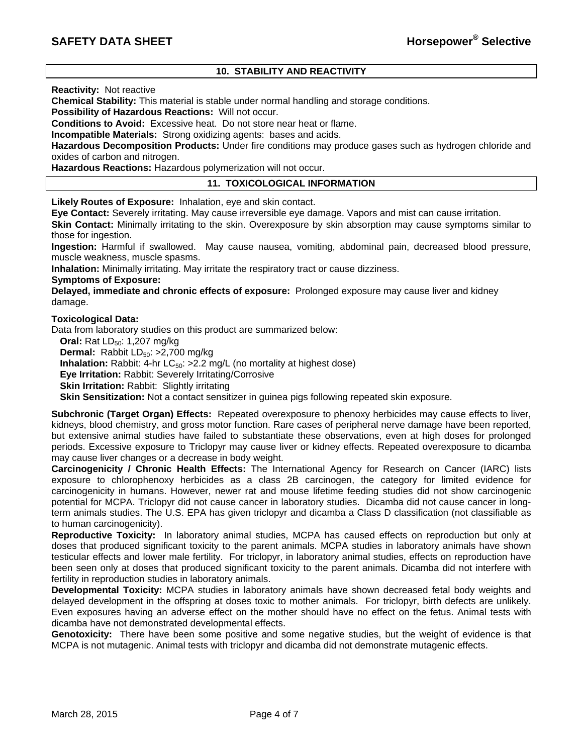## 10. STABILITY AND REACTIVITY

**Reactivity:** Not reactive
**Chemical Stability:** This material is stable under normal handling and storage conditions.
**Possibility of Hazardous Reactions:** Will not occur.
**Conditions to Avoid:** Excessive heat. Do not store near heat or flame.
**Incompatible Materials:** Strong oxidizing agents: bases and acids.
**Hazardous Decomposition Products:** Under fire conditions may produce gases such as hydrogen chloride and oxides of carbon and nitrogen.
**Hazardous Reactions:** Hazardous polymerization will not occur.

## 11. TOXICOLOGICAL INFORMATION

**Likely Routes of Exposure:** Inhalation, eye and skin contact.
**Eye Contact:** Severely irritating. May cause irreversible eye damage. Vapors and mist can cause irritation.
**Skin Contact:** Minimally irritating to the skin. Overexposure by skin absorption may cause symptoms similar to those for ingestion.
**Ingestion:** Harmful if swallowed. May cause nausea, vomiting, abdominal pain, decreased blood pressure, muscle weakness, muscle spasms.
**Inhalation:** Minimally irritating. May irritate the respiratory tract or cause dizziness.
**Symptoms of Exposure:**
**Delayed, immediate and chronic effects of exposure:** Prolonged exposure may cause liver and kidney damage.

**Toxicological Data:**
Data from laboratory studies on this product are summarized below:

- **Oral:** Rat $LD_{50}$: 1,207 mg/kg
- **Dermal:** Rabbit $LD_{50}$: >2,700 mg/kg
- **Inhalation:** Rabbit: 4-hr $LC_{50}$: >2.2 mg/L (no mortality at highest dose)
- **Eye Irritation:** Rabbit: Severely Irritating/Corrosive
- **Skin Irritation:** Rabbit: Slightly irritating
- **Skin Sensitization:** Not a contact sensitizer in guinea pigs following repeated skin exposure.

**Subchronic (Target Organ) Effects:** Repeated overexposure to phenoxy herbicides may cause effects to liver, kidneys, blood chemistry, and gross motor function. Rare cases of peripheral nerve damage have been reported, but extensive animal studies have failed to substantiate these observations, even at high doses for prolonged periods. Excessive exposure to Triclopyr may cause liver or kidney effects. Repeated overexposure to dicamba may cause liver changes or a decrease in body weight.
**Carcinogenicity / Chronic Health Effects:** The International Agency for Research on Cancer (IARC) lists exposure to chlorophenoxy herbicides as a class 2B carcinogen, the category for limited evidence for carcinogenicity in humans. However, newer rat and mouse lifetime feeding studies did not show carcinogenic potential for MCPA. Triclopyr did not cause cancer in laboratory studies. Dicamba did not cause cancer in long-term animals studies. The U.S. EPA has given triclopyr and dicamba a Class D classification (not classifiable as to human carcinogenicity).
**Reproductive Toxicity:** In laboratory animal studies, MCPA has caused effects on reproduction but only at doses that produced significant toxicity to the parent animals. MCPA studies in laboratory animals have shown testicular effects and lower male fertility. For triclopyr, in laboratory animal studies, effects on reproduction have been seen only at doses that produced significant toxicity to the parent animals. Dicamba did not interfere with fertility in reproduction studies in laboratory animals.
**Developmental Toxicity:** MCPA studies in laboratory animals have shown decreased fetal body weights and delayed development in the offspring at doses toxic to mother animals. For triclopyr, birth defects are unlikely. Even exposures having an adverse effect on the mother should have no effect on the fetus. Animal tests with dicamba have not demonstrated developmental effects.
**Genotoxicity:** There have been some positive and some negative studies, but the weight of evidence is that MCPA is not mutagenic. Animal tests with triclopyr and dicamba did not demonstrate mutagenic effects.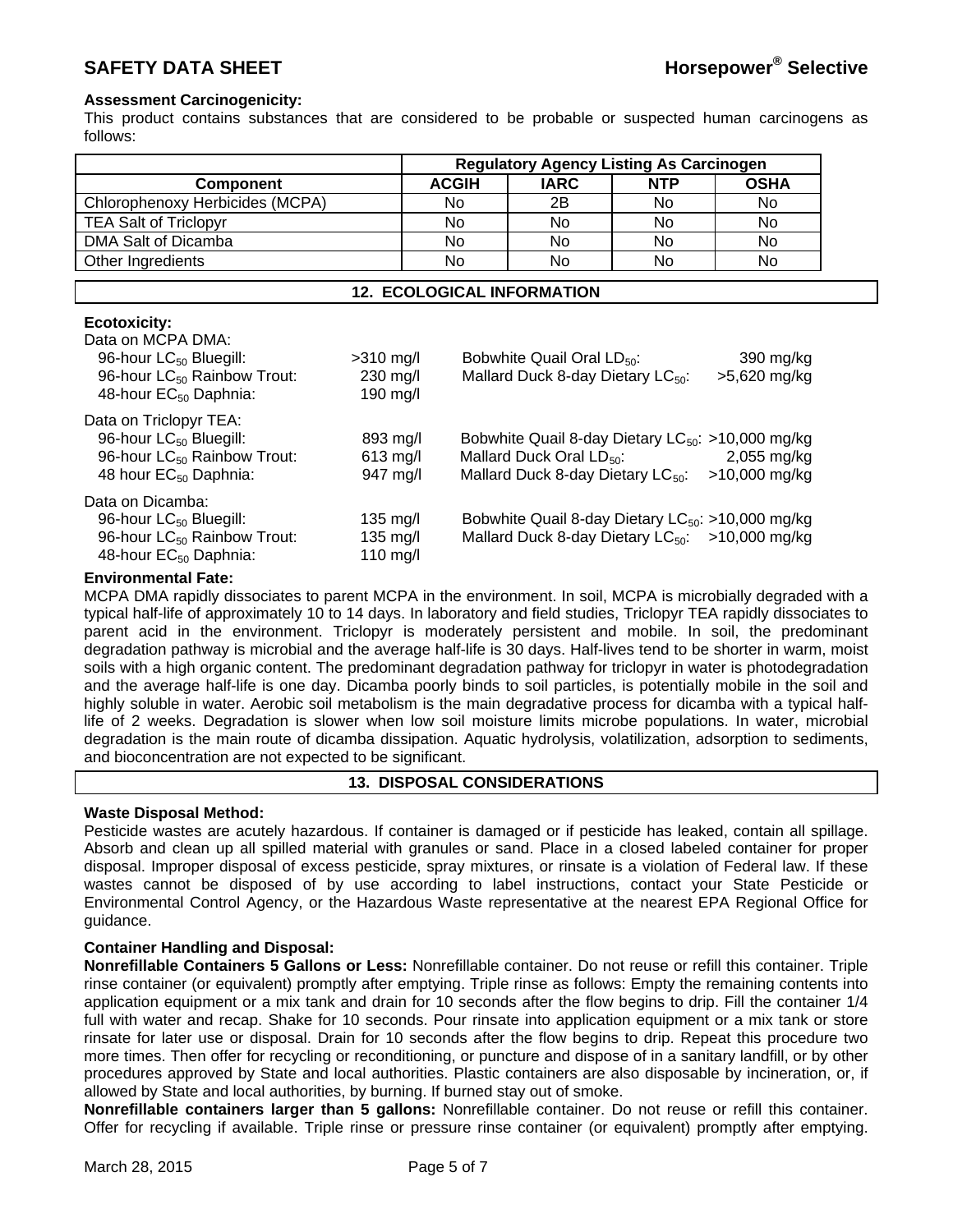**Assessment Carcinogenicity:**

This product contains substances that are considered to be probable or suspected human carcinogens as follows:

| | Regulatory Agency Listing As Carcinogen | | | |
|---|---|---|---|---|
| **Component** | **ACGIH** | **IARC** | **NTP** | **OSHA** |
| Chlorophenoxy Herbicides (MCPA) | No | 2B | No | No |
| TEA Salt of Triclopyr | No | No | No | No |
| DMA Salt of Dicamba | No | No | No | No |
| Other Ingredients | No | No | No | No |

## 12. ECOLOGICAL INFORMATION

**Ecotoxicity:**

Data on MCPA DMA:

| | | | |
|---|---|---|---|
| 96-hour $LC_{50}$ Bluegill: | >310 mg/l | Bobwhite Quail Oral $LD_{50}$: | 390 mg/kg |
| 96-hour $LC_{50}$ Rainbow Trout: | 230 mg/l | Mallard Duck 8-day Dietary $LC_{50}$: | >5,620 mg/kg |
| 48-hour $EC_{50}$ Daphnia: | 190 mg/l | | |

Data on Triclopyr TEA:

| | | | |
|---|---|---|---|
| 96-hour $LC_{50}$ Bluegill: | 893 mg/l | Bobwhite Quail 8-day Dietary $LC_{50}$: | >10,000 mg/kg |
| 96-hour $LC_{50}$ Rainbow Trout: | 613 mg/l | Mallard Duck Oral $LD_{50}$: | 2,055 mg/kg |
| 48 hour $EC_{50}$ Daphnia: | 947 mg/l | Mallard Duck 8-day Dietary $LC_{50}$: | >10,000 mg/kg |

Data on Dicamba:

| | | | |
|---|---|---|---|
| 96-hour $LC_{50}$ Bluegill: | 135 mg/l | Bobwhite Quail 8-day Dietary $LC_{50}$: | >10,000 mg/kg |
| 96-hour $LC_{50}$ Rainbow Trout: | 135 mg/l | Mallard Duck 8-day Dietary $LC_{50}$: | >10,000 mg/kg |
| 48-hour $EC_{50}$ Daphnia: | 110 mg/l | | |

**Environmental Fate:**

MCPA DMA rapidly dissociates to parent MCPA in the environment. In soil, MCPA is microbially degraded with a typical half-life of approximately 10 to 14 days. In laboratory and field studies, Triclopyr TEA rapidly dissociates to parent acid in the environment. Triclopyr is moderately persistent and mobile. In soil, the predominant degradation pathway is microbial and the average half-life is 30 days. Half-lives tend to be shorter in warm, moist soils with a high organic content. The predominant degradation pathway for triclopyr in water is photodegradation and the average half-life is one day. Dicamba poorly binds to soil particles, is potentially mobile in the soil and highly soluble in water. Aerobic soil metabolism is the main degradative process for dicamba with a typical half-life of 2 weeks. Degradation is slower when low soil moisture limits microbe populations. In water, microbial degradation is the main route of dicamba dissipation. Aquatic hydrolysis, volatilization, adsorption to sediments, and bioconcentration are not expected to be significant.

## 13. DISPOSAL CONSIDERATIONS

**Waste Disposal Method:**

Pesticide wastes are acutely hazardous. If container is damaged or if pesticide has leaked, contain all spillage. Absorb and clean up all spilled material with granules or sand. Place in a closed labeled container for proper disposal. Improper disposal of excess pesticide, spray mixtures, or rinsate is a violation of Federal law. If these wastes cannot be disposed of by use according to label instructions, contact your State Pesticide or Environmental Control Agency, or the Hazardous Waste representative at the nearest EPA Regional Office for guidance.

**Container Handling and Disposal:**

**Nonrefillable Containers 5 Gallons or Less:** Nonrefillable container. Do not reuse or refill this container. Triple rinse container (or equivalent) promptly after emptying. Triple rinse as follows: Empty the remaining contents into application equipment or a mix tank and drain for 10 seconds after the flow begins to drip. Fill the container 1/4 full with water and recap. Shake for 10 seconds. Pour rinsate into application equipment or a mix tank or store rinsate for later use or disposal. Drain for 10 seconds after the flow begins to drip. Repeat this procedure two more times. Then offer for recycling or reconditioning, or puncture and dispose of in a sanitary landfill, or by other procedures approved by State and local authorities. Plastic containers are also disposable by incineration, or, if allowed by State and local authorities, by burning. If burned stay out of smoke.

**Nonrefillable containers larger than 5 gallons:** Nonrefillable container. Do not reuse or refill this container. Offer for recycling if available. Triple rinse or pressure rinse container (or equivalent) promptly after emptying.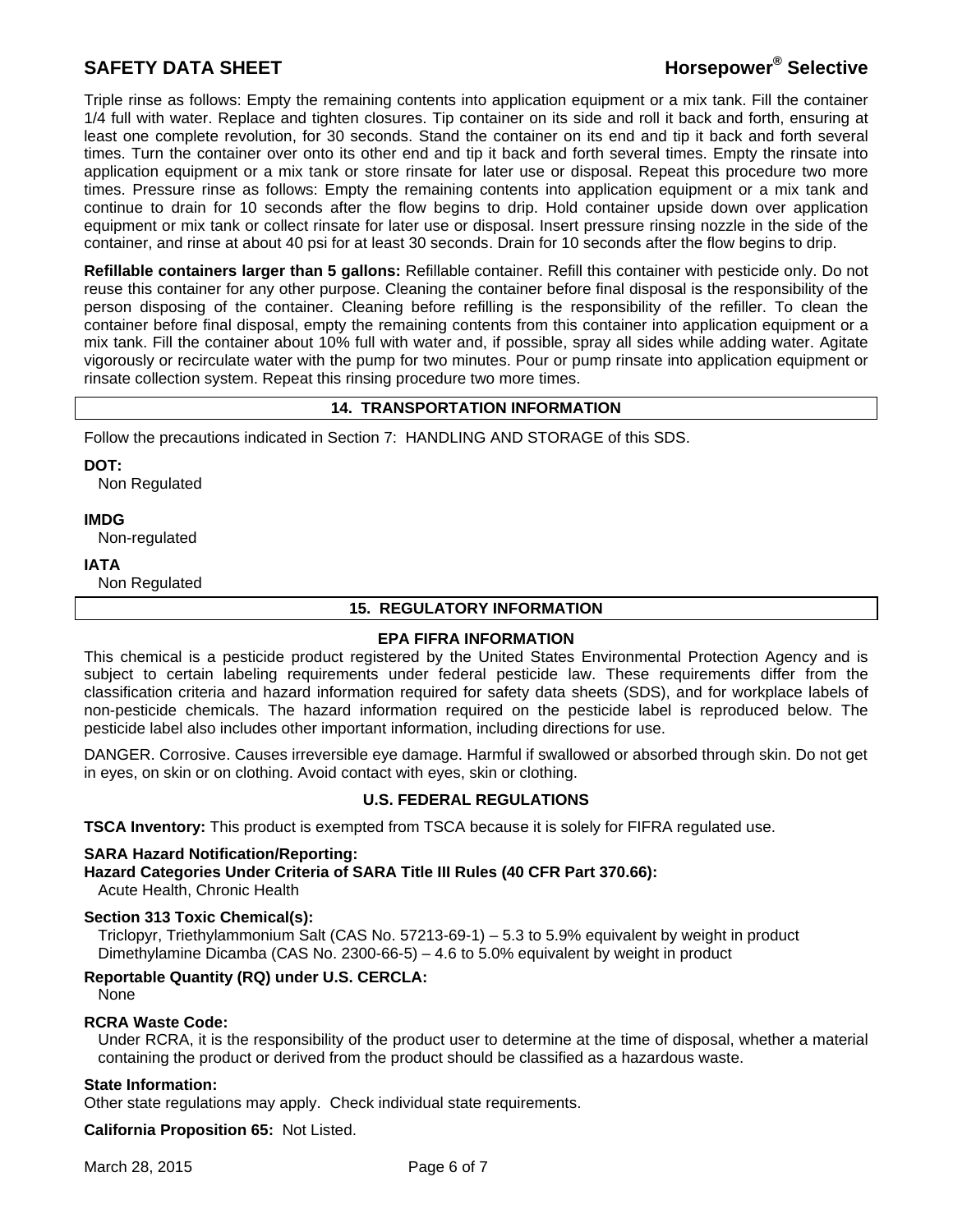Triple rinse as follows: Empty the remaining contents into application equipment or a mix tank. Fill the container 1/4 full with water. Replace and tighten closures. Tip container on its side and roll it back and forth, ensuring at least one complete revolution, for 30 seconds. Stand the container on its end and tip it back and forth several times. Turn the container over onto its other end and tip it back and forth several times. Empty the rinsate into application equipment or a mix tank or store rinsate for later use or disposal. Repeat this procedure two more times. Pressure rinse as follows: Empty the remaining contents into application equipment or a mix tank and continue to drain for 10 seconds after the flow begins to drip. Hold container upside down over application equipment or mix tank or collect rinsate for later use or disposal. Insert pressure rinsing nozzle in the side of the container, and rinse at about 40 psi for at least 30 seconds. Drain for 10 seconds after the flow begins to drip.

**Refillable containers larger than 5 gallons:** Refillable container. Refill this container with pesticide only. Do not reuse this container for any other purpose. Cleaning the container before final disposal is the responsibility of the person disposing of the container. Cleaning before refilling is the responsibility of the refiller. To clean the container before final disposal, empty the remaining contents from this container into application equipment or a mix tank. Fill the container about 10% full with water and, if possible, spray all sides while adding water. Agitate vigorously or recirculate water with the pump for two minutes. Pour or pump rinsate into application equipment or rinsate collection system. Repeat this rinsing procedure two more times.

## 14. TRANSPORTATION INFORMATION

Follow the precautions indicated in Section 7: HANDLING AND STORAGE of this SDS.

**DOT:**
Non Regulated

**IMDG**
Non-regulated

**IATA**
Non Regulated

## 15. REGULATORY INFORMATION

### EPA FIFRA INFORMATION

This chemical is a pesticide product registered by the United States Environmental Protection Agency and is subject to certain labeling requirements under federal pesticide law. These requirements differ from the classification criteria and hazard information required for safety data sheets (SDS), and for workplace labels of non-pesticide chemicals. The hazard information required on the pesticide label is reproduced below. The pesticide label also includes other important information, including directions for use.

DANGER. Corrosive. Causes irreversible eye damage. Harmful if swallowed or absorbed through skin. Do not get in eyes, on skin or on clothing. Avoid contact with eyes, skin or clothing.

### U.S. FEDERAL REGULATIONS

**TSCA Inventory:** This product is exempted from TSCA because it is solely for FIFRA regulated use.

**SARA Hazard Notification/Reporting:**
**Hazard Categories Under Criteria of SARA Title III Rules (40 CFR Part 370.66):**
Acute Health, Chronic Health

**Section 313 Toxic Chemical(s):**
Triclopyr, Triethylammonium Salt (CAS No. 57213-69-1) – 5.3 to 5.9% equivalent by weight in product
Dimethylamine Dicamba (CAS No. 2300-66-5) – 4.6 to 5.0% equivalent by weight in product

**Reportable Quantity (RQ) under U.S. CERCLA:**
None

**RCRA Waste Code:**
Under RCRA, it is the responsibility of the product user to determine at the time of disposal, whether a material containing the product or derived from the product should be classified as a hazardous waste.

**State Information:**
Other state regulations may apply. Check individual state requirements.

**California Proposition 65:** Not Listed.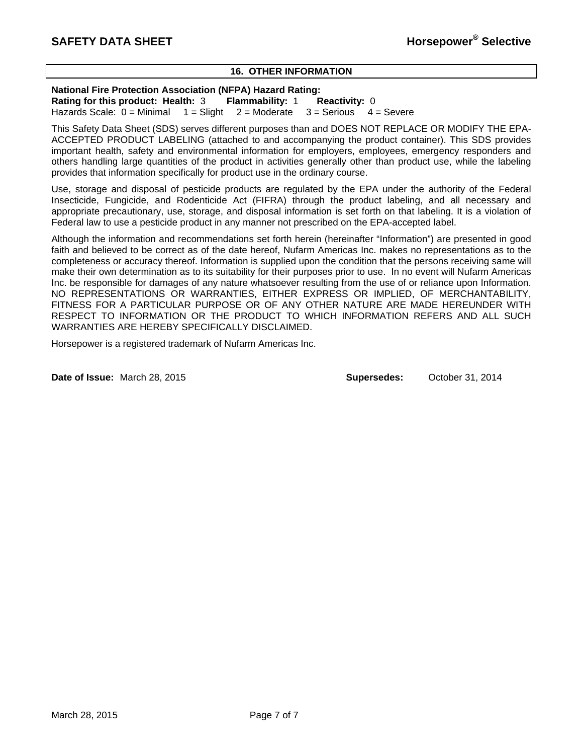## 16. OTHER INFORMATION

**National Fire Protection Association (NFPA) Hazard Rating:**
**Rating for this product: Health:** 3 **Flammability:** 1 **Reactivity:** 0
Hazards Scale: 0 = Minimal 1 = Slight 2 = Moderate 3 = Serious 4 = Severe

This Safety Data Sheet (SDS) serves different purposes than and DOES NOT REPLACE OR MODIFY THE EPA-ACCEPTED PRODUCT LABELING (attached to and accompanying the product container). This SDS provides important health, safety and environmental information for employers, employees, emergency responders and others handling large quantities of the product in activities generally other than product use, while the labeling provides that information specifically for product use in the ordinary course.

Use, storage and disposal of pesticide products are regulated by the EPA under the authority of the Federal Insecticide, Fungicide, and Rodenticide Act (FIFRA) through the product labeling, and all necessary and appropriate precautionary, use, storage, and disposal information is set forth on that labeling. It is a violation of Federal law to use a pesticide product in any manner not prescribed on the EPA-accepted label.

Although the information and recommendations set forth herein (hereinafter "Information") are presented in good faith and believed to be correct as of the date hereof, Nufarm Americas Inc. makes no representations as to the completeness or accuracy thereof. Information is supplied upon the condition that the persons receiving same will make their own determination as to its suitability for their purposes prior to use. In no event will Nufarm Americas Inc. be responsible for damages of any nature whatsoever resulting from the use of or reliance upon Information. NO REPRESENTATIONS OR WARRANTIES, EITHER EXPRESS OR IMPLIED, OF MERCHANTABILITY, FITNESS FOR A PARTICULAR PURPOSE OR OF ANY OTHER NATURE ARE MADE HEREUNDER WITH RESPECT TO INFORMATION OR THE PRODUCT TO WHICH INFORMATION REFERS AND ALL SUCH WARRANTIES ARE HEREBY SPECIFICALLY DISCLAIMED.

Horsepower is a registered trademark of Nufarm Americas Inc.

**Date of Issue:** March 28, 2015 **Supersedes:** October 31, 2014